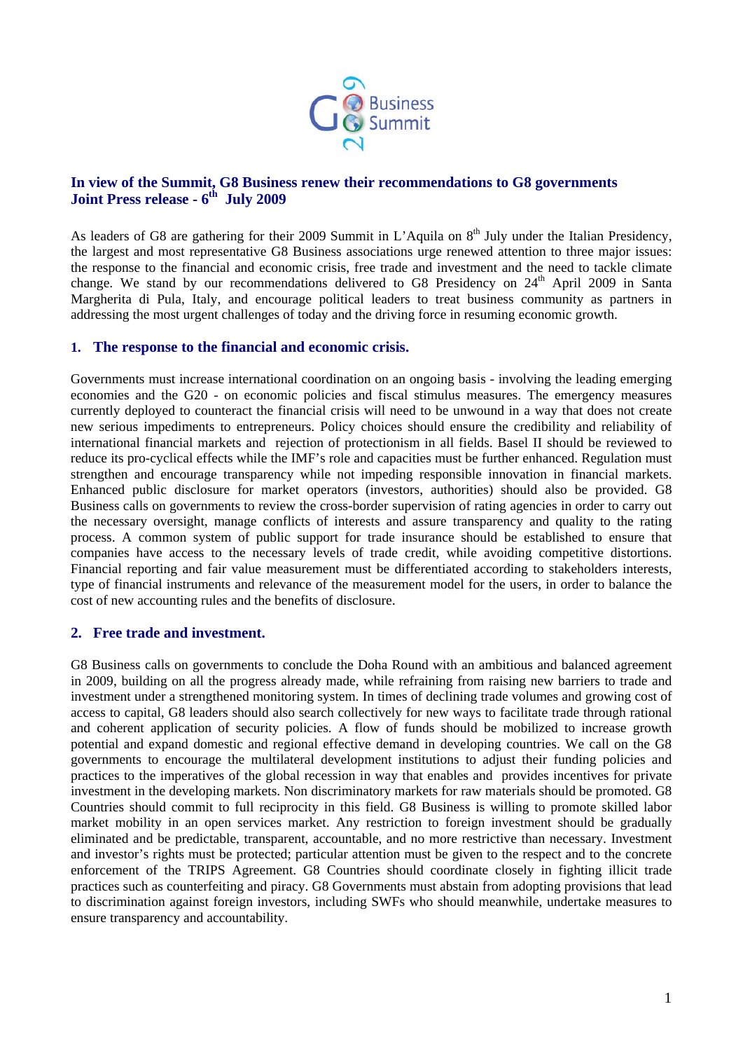G8 Business Summit 2009

# In view of the Summit, G8 Business renew their recommendations to G8 governments

**Joint Press release - 6th July 2009**

As leaders of G8 are gathering for their 2009 Summit in L'Aquila on 8th July under the Italian Presidency, the largest and most representative G8 Business associations urge renewed attention to three major issues: the response to the financial and economic crisis, free trade and investment and the need to tackle climate change. We stand by our recommendations delivered to G8 Presidency on 24th April 2009 in Santa Margherita di Pula, Italy, and encourage political leaders to treat business community as partners in addressing the most urgent challenges of today and the driving force in resuming economic growth.

## 1. The response to the financial and economic crisis.

Governments must increase international coordination on an ongoing basis - involving the leading emerging economies and the G20 - on economic policies and fiscal stimulus measures. The emergency measures currently deployed to counteract the financial crisis will need to be unwound in a way that does not create new serious impediments to entrepreneurs. Policy choices should ensure the credibility and reliability of international financial markets and rejection of protectionism in all fields. Basel II should be reviewed to reduce its pro-cyclical effects while the IMF's role and capacities must be further enhanced. Regulation must strengthen and encourage transparency while not impeding responsible innovation in financial markets. Enhanced public disclosure for market operators (investors, authorities) should also be provided. G8 Business calls on governments to review the cross-border supervision of rating agencies in order to carry out the necessary oversight, manage conflicts of interests and assure transparency and quality to the rating process. A common system of public support for trade insurance should be established to ensure that companies have access to the necessary levels of trade credit, while avoiding competitive distortions. Financial reporting and fair value measurement must be differentiated according to stakeholders interests, type of financial instruments and relevance of the measurement model for the users, in order to balance the cost of new accounting rules and the benefits of disclosure.

## 2. Free trade and investment.

G8 Business calls on governments to conclude the Doha Round with an ambitious and balanced agreement in 2009, building on all the progress already made, while refraining from raising new barriers to trade and investment under a strengthened monitoring system. In times of declining trade volumes and growing cost of access to capital, G8 leaders should also search collectively for new ways to facilitate trade through rational and coherent application of security policies. A flow of funds should be mobilized to increase growth potential and expand domestic and regional effective demand in developing countries. We call on the G8 governments to encourage the multilateral development institutions to adjust their funding policies and practices to the imperatives of the global recession in way that enables and provides incentives for private investment in the developing markets. Non discriminatory markets for raw materials should be promoted. G8 Countries should commit to full reciprocity in this field. G8 Business is willing to promote skilled labor market mobility in an open services market. Any restriction to foreign investment should be gradually eliminated and be predictable, transparent, accountable, and no more restrictive than necessary. Investment and investor's rights must be protected; particular attention must be given to the respect and to the concrete enforcement of the TRIPS Agreement. G8 Countries should coordinate closely in fighting illicit trade practices such as counterfeiting and piracy. G8 Governments must abstain from adopting provisions that lead to discrimination against foreign investors, including SWFs who should meanwhile, undertake measures to ensure transparency and accountability.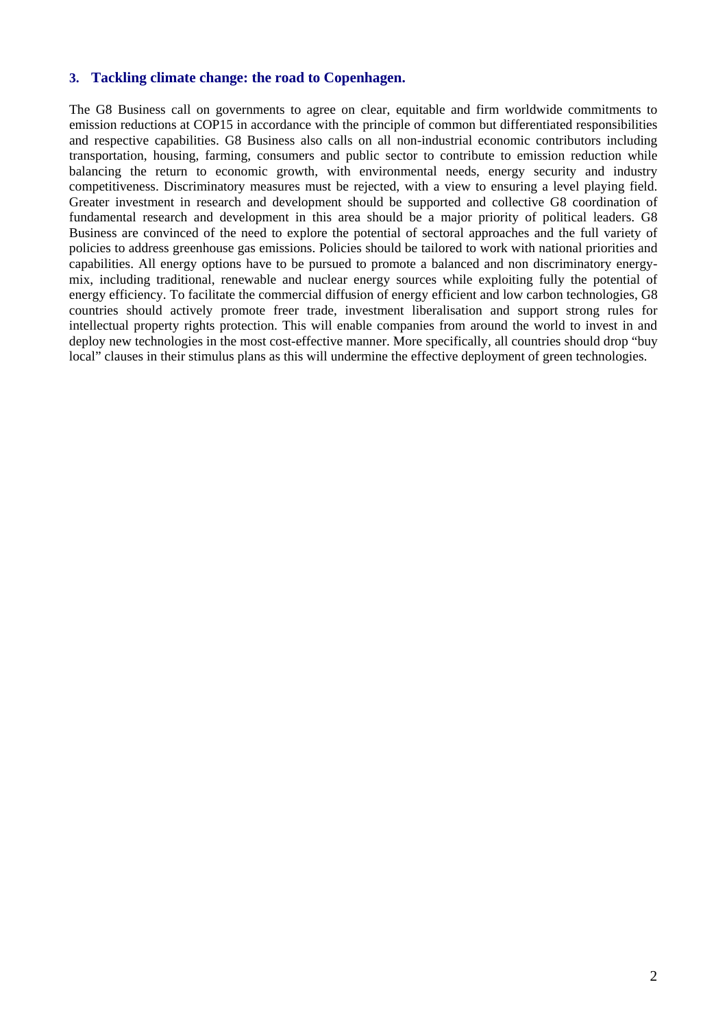### 3. Tackling climate change: the road to Copenhagen.

The G8 Business call on governments to agree on clear, equitable and firm worldwide commitments to emission reductions at COP15 in accordance with the principle of common but differentiated responsibilities and respective capabilities. G8 Business also calls on all non-industrial economic contributors including transportation, housing, farming, consumers and public sector to contribute to emission reduction while balancing the return to economic growth, with environmental needs, energy security and industry competitiveness. Discriminatory measures must be rejected, with a view to ensuring a level playing field. Greater investment in research and development should be supported and collective G8 coordination of fundamental research and development in this area should be a major priority of political leaders. G8 Business are convinced of the need to explore the potential of sectoral approaches and the full variety of policies to address greenhouse gas emissions. Policies should be tailored to work with national priorities and capabilities. All energy options have to be pursued to promote a balanced and non discriminatory energy-mix, including traditional, renewable and nuclear energy sources while exploiting fully the potential of energy efficiency. To facilitate the commercial diffusion of energy efficient and low carbon technologies, G8 countries should actively promote freer trade, investment liberalisation and support strong rules for intellectual property rights protection. This will enable companies from around the world to invest in and deploy new technologies in the most cost-effective manner. More specifically, all countries should drop "buy local" clauses in their stimulus plans as this will undermine the effective deployment of green technologies.